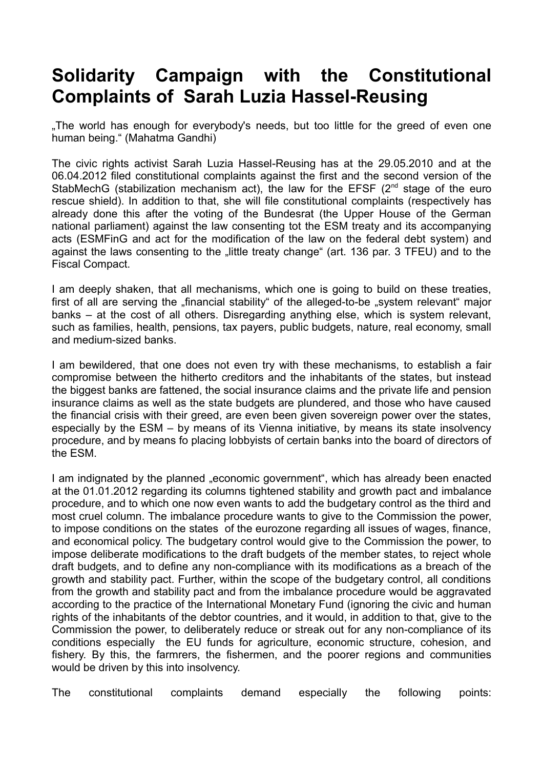# Solidarity Campaign with the Constitutional Complaints of Sarah Luzia Hassel-Reusing

„The world has enough for everybody's needs, but too little for the greed of even one human being." (Mahatma Gandhi)

The civic rights activist Sarah Luzia Hassel-Reusing has at the 29.05.2010 and at the 06.04.2012 filed constitutional complaints against the first and the second version of the StabMechG (stabilization mechanism act), the law for the EFSF (2nd stage of the euro rescue shield). In addition to that, she will file constitutional complaints (respectively has already done this after the voting of the Bundesrat (the Upper House of the German national parliament) against the law consenting tot the ESM treaty and its accompanying acts (ESMFinG and act for the modification of the law on the federal debt system) and against the laws consenting to the „little treaty change" (art. 136 par. 3 TFEU) and to the Fiscal Compact.

I am deeply shaken, that all mechanisms, which one is going to build on these treaties, first of all are serving the „financial stability" of the alleged-to-be „system relevant" major banks – at the cost of all others. Disregarding anything else, which is system relevant, such as families, health, pensions, tax payers, public budgets, nature, real economy, small and medium-sized banks.

I am bewildered, that one does not even try with these mechanisms, to establish a fair compromise between the hitherto creditors and the inhabitants of the states, but instead the biggest banks are fattened, the social insurance claims and the private life and pension insurance claims as well as the state budgets are plundered, and those who have caused the financial crisis with their greed, are even been given sovereign power over the states, especially by the ESM – by means of its Vienna initiative, by means its state insolvency procedure, and by means fo placing lobbyists of certain banks into the board of directors of the ESM.

I am indignated by the planned „economic government", which has already been enacted at the 01.01.2012 regarding its columns tightened stability and growth pact and imbalance procedure, and to which one now even wants to add the budgetary control as the third and most cruel column. The imbalance procedure wants to give to the Commission the power, to impose conditions on the states of the eurozone regarding all issues of wages, finance, and economical policy. The budgetary control would give to the Commission the power, to impose deliberate modifications to the draft budgets of the member states, to reject whole draft budgets, and to define any non-compliance with its modifications as a breach of the growth and stability pact. Further, within the scope of the budgetary control, all conditions from the growth and stability pact and from the imbalance procedure would be aggravated according to the practice of the International Monetary Fund (ignoring the civic and human rights of the inhabitants of the debtor countries, and it would, in addition to that, give to the Commission the power, to deliberately reduce or streak out for any non-compliance of its conditions especially the EU funds for agriculture, economic structure, cohesion, and fishery. By this, the farmrers, the fishermen, and the poorer regions and communities would be driven by this into insolvency.

The constitutional complaints demand especially the following points: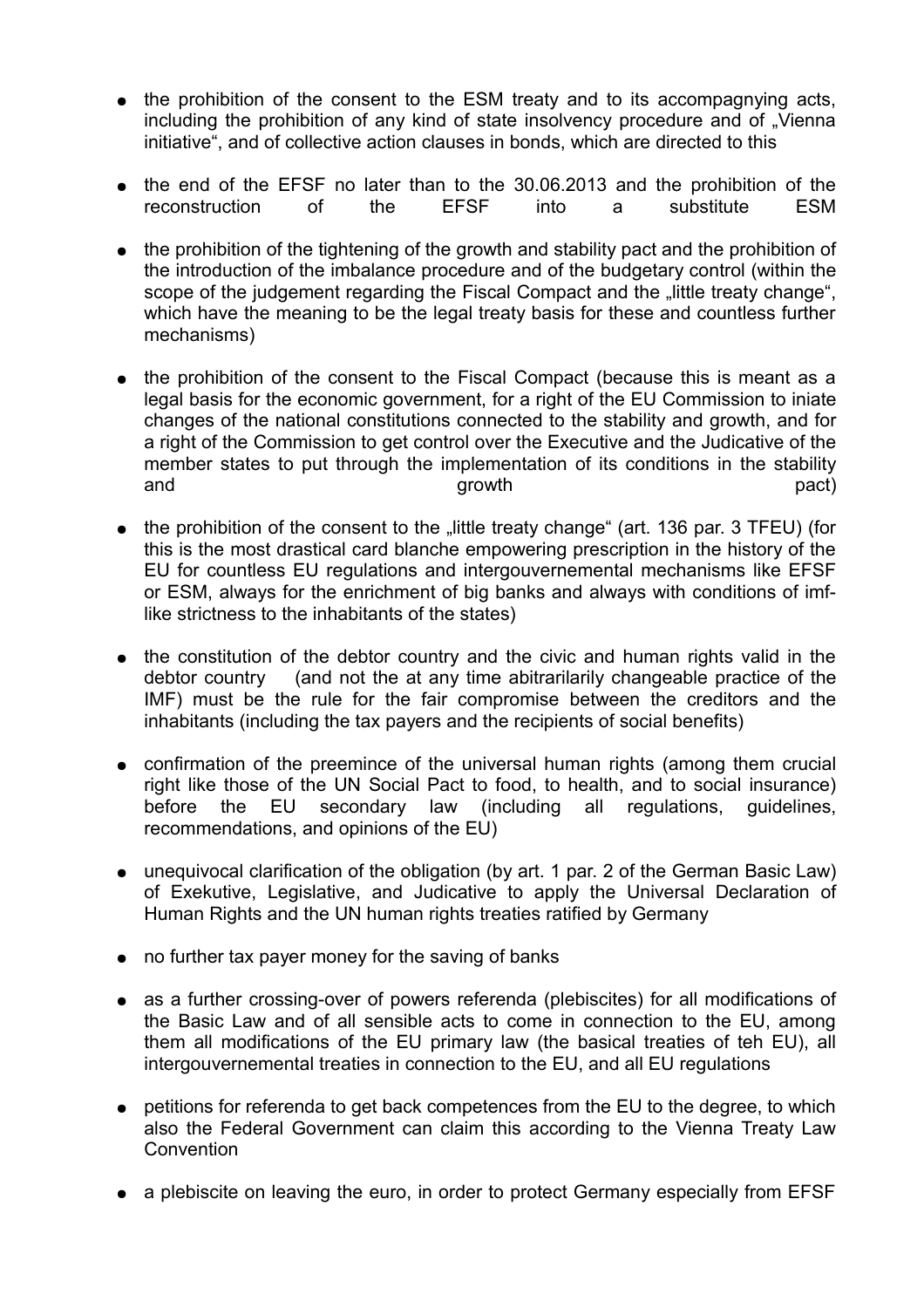- the prohibition of the consent to the ESM treaty and to its accompagnying acts, including the prohibition of any kind of state insolvency procedure and of „Vienna initiative", and of collective action clauses in bonds, which are directed to this
- the end of the EFSF no later than to the 30.06.2013 and the prohibition of the reconstruction of the EFSF into a substitute ESM
- the prohibition of the tightening of the growth and stability pact and the prohibition of the introduction of the imbalance procedure and of the budgetary control (within the scope of the judgement regarding the Fiscal Compact and the „little treaty change", which have the meaning to be the legal treaty basis for these and countless further mechanisms)
- the prohibition of the consent to the Fiscal Compact (because this is meant as a legal basis for the economic government, for a right of the EU Commission to iniate changes of the national constitutions connected to the stability and growth, and for a right of the Commission to get control over the Executive and the Judicative of the member states to put through the implementation of its conditions in the stability and growth pact)
- the prohibition of the consent to the „little treaty change" (art. 136 par. 3 TFEU) (for this is the most drastical card blanche empowering prescription in the history of the EU for countless EU regulations and intergouvernemental mechanisms like EFSF or ESM, always for the enrichment of big banks and always with conditions of imf-like strictness to the inhabitants of the states)
- the constitution of the debtor country and the civic and human rights valid in the debtor country (and not the at any time abitrarilarily changeable practice of the IMF) must be the rule for the fair compromise between the creditors and the inhabitants (including the tax payers and the recipients of social benefits)
- confirmation of the preemince of the universal human rights (among them crucial right like those of the UN Social Pact to food, to health, and to social insurance) before the EU secondary law (including all regulations, guidelines, recommendations, and opinions of the EU)
- unequivocal clarification of the obligation (by art. 1 par. 2 of the German Basic Law) of Exekutive, Legislative, and Judicative to apply the Universal Declaration of Human Rights and the UN human rights treaties ratified by Germany
- no further tax payer money for the saving of banks
- as a further crossing-over of powers referenda (plebiscites) for all modifications of the Basic Law and of all sensible acts to come in connection to the EU, among them all modifications of the EU primary law (the basical treaties of teh EU), all intergouvernemental treaties in connection to the EU, and all EU regulations
- petitions for referenda to get back competences from the EU to the degree, to which also the Federal Government can claim this according to the Vienna Treaty Law Convention
- a plebiscite on leaving the euro, in order to protect Germany especially from EFSF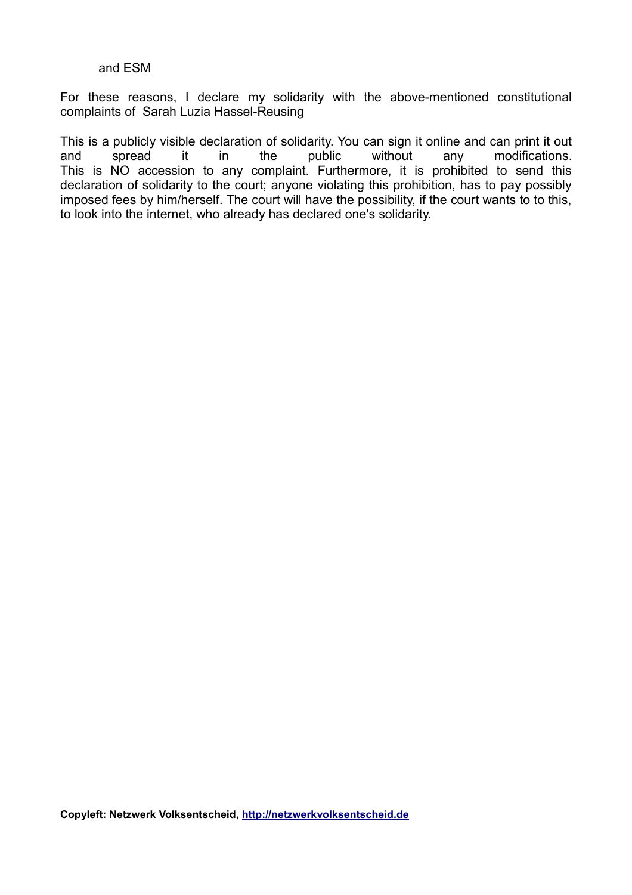and ESM

For these reasons, I declare my solidarity with the above-mentioned constitutional complaints of Sarah Luzia Hassel-Reusing

This is a publicly visible declaration of solidarity. You can sign it online and can print it out and spread it in the public without any modifications.
This is NO accession to any complaint. Furthermore, it is prohibited to send this declaration of solidarity to the court; anyone violating this prohibition, has to pay possibly imposed fees by him/herself. The court will have the possibility, if the court wants to to this, to look into the internet, who already has declared one's solidarity.

**Copyleft: Netzwerk Volksentscheid, http://netzwerkvolksentscheid.de**